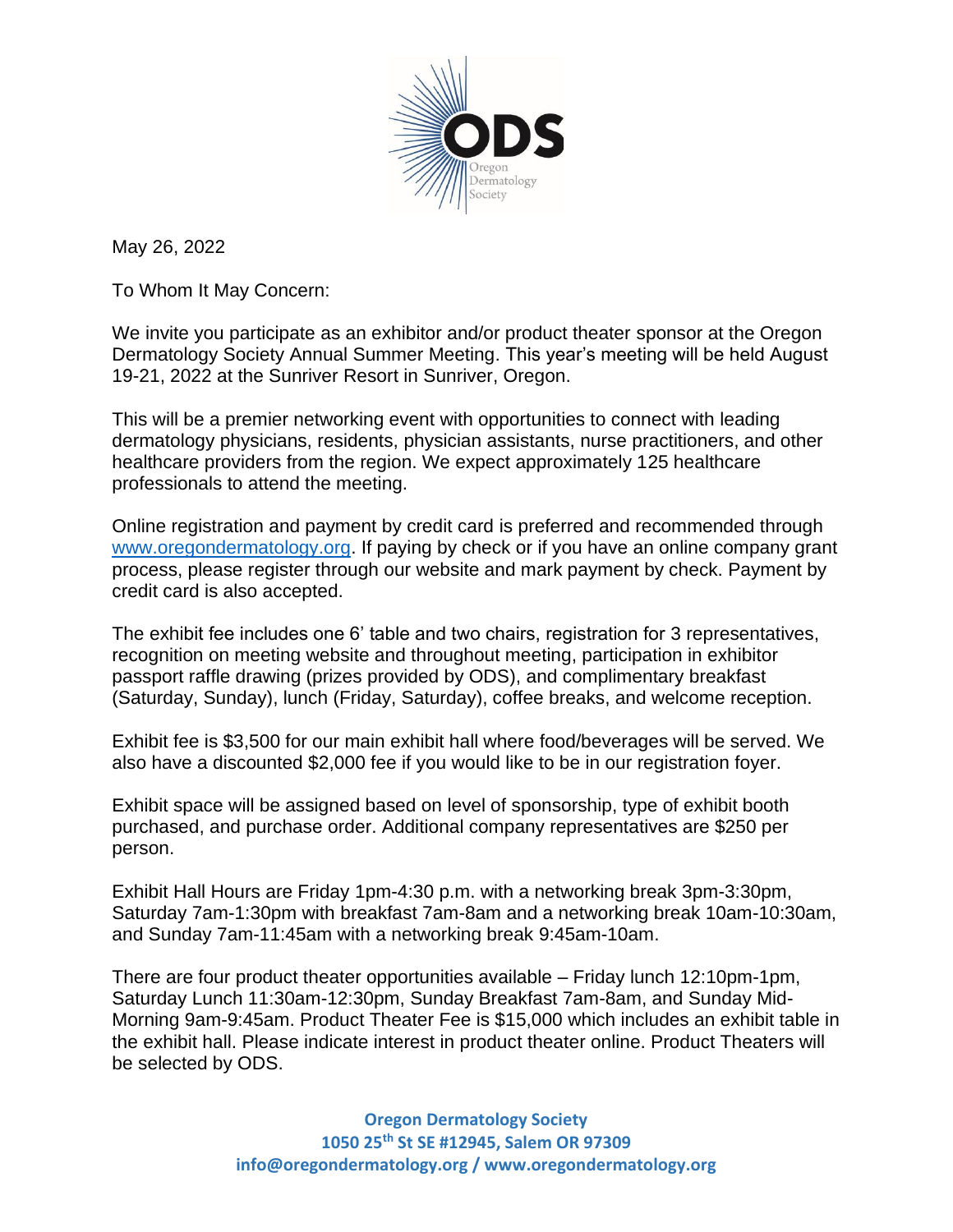ODS

Oregon Dermatology Society

May 26, 2022

To Whom It May Concern:

We invite you participate as an exhibitor and/or product theater sponsor at the Oregon Dermatology Society Annual Summer Meeting. This year's meeting will be held August 19-21, 2022 at the Sunriver Resort in Sunriver, Oregon.

This will be a premier networking event with opportunities to connect with leading dermatology physicians, residents, physician assistants, nurse practitioners, and other healthcare providers from the region. We expect approximately 125 healthcare professionals to attend the meeting.

Online registration and payment by credit card is preferred and recommended through www.oregondermatology.org. If paying by check or if you have an online company grant process, please register through our website and mark payment by check. Payment by credit card is also accepted.

The exhibit fee includes one 6' table and two chairs, registration for 3 representatives, recognition on meeting website and throughout meeting, participation in exhibitor passport raffle drawing (prizes provided by ODS), and complimentary breakfast (Saturday, Sunday), lunch (Friday, Saturday), coffee breaks, and welcome reception.

Exhibit fee is $3,500 for our main exhibit hall where food/beverages will be served. We also have a discounted $2,000 fee if you would like to be in our registration foyer.

Exhibit space will be assigned based on level of sponsorship, type of exhibit booth purchased, and purchase order. Additional company representatives are $250 per person.

Exhibit Hall Hours are Friday 1pm-4:30 p.m. with a networking break 3pm-3:30pm, Saturday 7am-1:30pm with breakfast 7am-8am and a networking break 10am-10:30am, and Sunday 7am-11:45am with a networking break 9:45am-10am.

There are four product theater opportunities available – Friday lunch 12:10pm-1pm, Saturday Lunch 11:30am-12:30pm, Sunday Breakfast 7am-8am, and Sunday Mid-Morning 9am-9:45am. Product Theater Fee is $15,000 which includes an exhibit table in the exhibit hall. Please indicate interest in product theater online. Product Theaters will be selected by ODS.

**Oregon Dermatology Society**
**1050 25th St SE #12945, Salem OR 97309**
**info@oregondermatology.org / www.oregondermatology.org**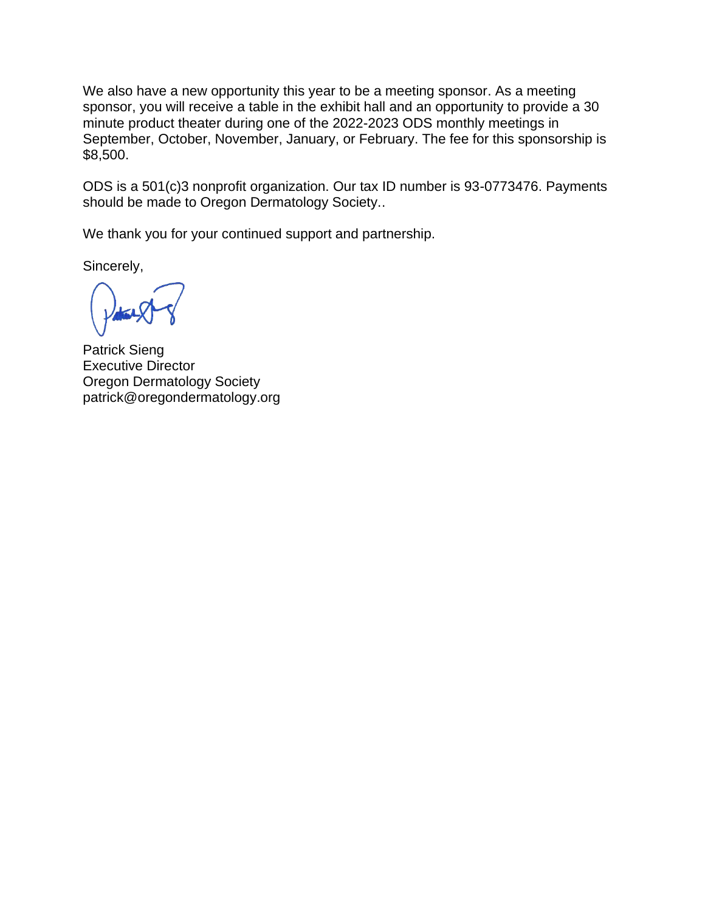We also have a new opportunity this year to be a meeting sponsor. As a meeting sponsor, you will receive a table in the exhibit hall and an opportunity to provide a 30 minute product theater during one of the 2022-2023 ODS monthly meetings in September, October, November, January, or February. The fee for this sponsorship is $8,500.

ODS is a 501(c)3 nonprofit organization. Our tax ID number is 93-0773476. Payments should be made to Oregon Dermatology Society..

We thank you for your continued support and partnership.

Sincerely,

Patrick Sieng
Executive Director
Oregon Dermatology Society
patrick@oregondermatology.org